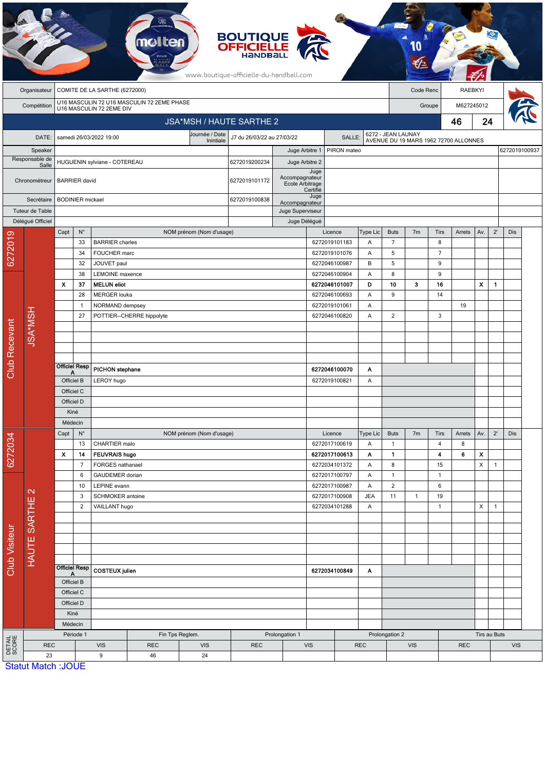BOUTIQUE OFFICIELLE HANDBALL

www.boutique-officielle-du-handball.com

| | | | |
|---|---|---|---|
| Organisateur | COMITE DE LA SARTHE (6272000) | Code Renc | RAEBKYI |
| Compétition | U16 MASCULIN 72 U16 MASCULIN 72 2EME PHASE U16 MASCULIN 72 2EME DIV | Groupe | M627245012 |

## JSA*MSH / HAUTE SARTHE 2 — 46 / 24

| | | | | | |
|---|---|---|---|---|---|
| DATE: | samedi 26/03/2022 19:00 | Journée / Date Inintiale | J7 du 26/03/22 au 27/03/22 | SALLE: | 6272 - JEAN LAUNAY AVENUE DU 19 MARS 1962 72700 ALLONNES |
| Speaker | | | Juge Arbitre 1 | PIRON mateo | 6272019100937 |
| Responsable de Salle | HUGUENIN sylviane - COTEREAU | 6272019200234 | Juge Arbitre 2 | | |
| Chronométreur | BARRIER david | 6272019101172 | Juge Accompagnateur Ecole Arbitrage Certifié | | |
| Secrétaire | BODINIER mickael | 6272019100838 | Juge Accompagnateur | | |
| Tuteur de Table | | | Juge Superviseur | | |
| Délégué Officiel | | | Juge Délégué | | |

### Club Recevant — 6272019 — JSA*MSH

| Capt | N° | NOM prénom (Nom d'usage) | Licence | Type Lic | Buts | 7m | Tirs | Arrets | Av. | 2' | Dis |
|---|---|---|---|---|---|---|---|---|---|---|---|
| | 33 | BARRIER charles | 6272019101183 | A | 7 | | 8 | | | | |
| | 34 | FOUCHER marc | 6272019101076 | A | 5 | | 7 | | | | |
| | 32 | JOUVET paul | 6272046100987 | B | 5 | | 9 | | | | |
| | 38 | LEMOINE maxence | 6272046100904 | A | 8 | | 9 | | | | |
| **X** | **37** | **MELUN eliot** | **6272046101007** | **D** | **10** | **3** | **16** | | **X** | **1** | |
| | 28 | MERGER louka | 6272046100693 | A | 9 | | 14 | | | | |
| | 1 | NORMAND dempsey | 6272019101061 | A | | | | 19 | | | |
| | 27 | POTTIER--CHERRE hippolyte | 6272046100820 | A | 2 | | 3 | | | | |
| Officiel Resp A | | **PICHON stephane** | **6272046100070** | **A** | | | | | | | |
| Officiel B | | LEROY hugo | 6272019100821 | A | | | | | | | |
| Officiel C | | | | | | | | | | | |
| Officiel D | | | | | | | | | | | |
| Kiné | | | | | | | | | | | |
| Médecin | | | | | | | | | | | |

### Club Visiteur — 6272034 — HAUTE SARTHE 2

| Capt | N° | NOM prénom (Nom d'usage) | Licence | Type Lic | Buts | 7m | Tirs | Arrets | Av. | 2' | Dis |
|---|---|---|---|---|---|---|---|---|---|---|---|
| | 13 | CHARTIER malo | 6272017100619 | A | 1 | | 4 | 8 | | | |
| **X** | **14** | **FEUVRAIS hugo** | **6272017100613** | **A** | **1** | | **4** | **6** | **X** | | |
| | 7 | FORGES nathanael | 6272034101372 | A | 8 | | 15 | | X | 1 | |
| | 6 | GAUDEMER dorian | 6272017100797 | A | 1 | | 1 | | | | |
| | 10 | LEPINE evann | 6272017100987 | A | 2 | | 6 | | | | |
| | 3 | SCHMOKER antoine | 6272017100908 | JEA | 11 | 1 | 19 | | | | |
| | 2 | VAILLANT hugo | 6272034101288 | A | 1 | | 1 | | X | 1 | |
| Officiel Resp A | | **COSTEUX julien** | **6272034100849** | **A** | | | | | | | |
| Officiel B | | | | | | | | | | | |
| Officiel C | | | | | | | | | | | |
| Officiel D | | | | | | | | | | | |
| Kiné | | | | | | | | | | | |
| Médecin | | | | | | | | | | | |

### DETAIL SCORE

| Période 1 | | Fin Tps Reglem. | | Prolongation 1 | | Prolongation 2 | | Tirs au Buts | |
|---|---|---|---|---|---|---|---|---|---|
| REC | VIS | REC | VIS | REC | VIS | REC | VIS | REC | VIS |
| 23 | 9 | 46 | 24 | | | | | | |

Statut Match :JOUE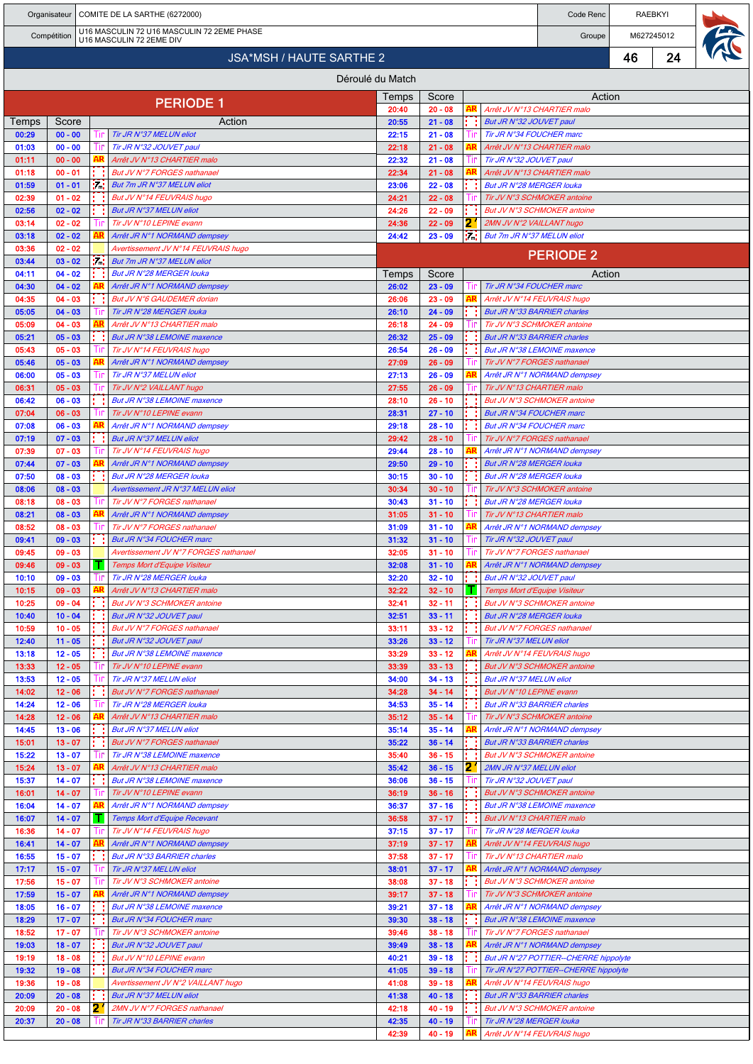| Organisateur | COMITE DE LA SARTHE (6272000) | Code Renc | RAEBKYI |
|---|---|---|---|
| Compétition | U16 MASCULIN 72 U16 MASCULIN 72 2EME PHASE U16 MASCULIN 72 2EME DIV | Groupe | M627245012 |

## JSA*MSH / HAUTE SARTHE 2 — 46 - 24

### Déroulé du Match

## PERIODE 1

| Temps | Score | | Action |
|---|---|---|---|
| 00:29 | 00 - 00 | Tir | Tir JR N°37 MELUN eliot |
| 01:03 | 00 - 00 | Tir | Tir JR N°32 JOUVET paul |
| 01:11 | 00 - 00 | AR | Arrêt JV N°13 CHARTIER malo |
| 01:18 | 00 - 01 | | But JV N°7 FORGES nathanael |
| 01:59 | 01 - 01 | 7m | But 7m JR N°37 MELUN eliot |
| 02:39 | 01 - 02 | | But JV N°14 FEUVRAIS hugo |
| 02:56 | 02 - 02 | | But JR N°37 MELUN eliot |
| 03:14 | 02 - 02 | Tir | Tir JV N°10 LEPINE evann |
| 03:18 | 02 - 02 | AR | Arrêt JR N°1 NORMAND dempsey |
| 03:36 | 02 - 02 | | Avertissement JV N°14 FEUVRAIS hugo |
| 03:44 | 03 - 02 | 7m | But 7m JR N°37 MELUN eliot |
| 04:11 | 04 - 02 | | But JR N°28 MERGER louka |
| 04:30 | 04 - 02 | AR | Arrêt JR N°1 NORMAND dempsey |
| 04:35 | 04 - 03 | | But JV N°6 GAUDEMER dorian |
| 05:05 | 04 - 03 | Tir | Tir JR N°28 MERGER louka |
| 05:09 | 04 - 03 | AR | Arrêt JV N°13 CHARTIER malo |
| 05:21 | 05 - 03 | | But JR N°38 LEMOINE maxence |
| 05:43 | 05 - 03 | Tir | Tir JV N°14 FEUVRAIS hugo |
| 05:46 | 05 - 03 | AR | Arrêt JR N°1 NORMAND dempsey |
| 06:00 | 05 - 03 | Tir | Tir JR N°37 MELUN eliot |
| 06:31 | 05 - 03 | Tir | Tir JV N°2 VAILLANT hugo |
| 06:42 | 06 - 03 | | But JR N°38 LEMOINE maxence |
| 07:04 | 06 - 03 | Tir | Tir JV N°10 LEPINE evann |
| 07:08 | 06 - 03 | AR | Arrêt JR N°1 NORMAND dempsey |
| 07:19 | 07 - 03 | | But JR N°37 MELUN eliot |
| 07:39 | 07 - 03 | Tir | Tir JV N°14 FEUVRAIS hugo |
| 07:44 | 07 - 03 | AR | Arrêt JR N°1 NORMAND dempsey |
| 07:50 | 08 - 03 | | But JR N°28 MERGER louka |
| 08:06 | 08 - 03 | | Avertissement JR N°37 MELUN eliot |
| 08:18 | 08 - 03 | Tir | Tir JV N°7 FORGES nathanael |
| 08:21 | 08 - 03 | AR | Arrêt JR N°1 NORMAND dempsey |
| 08:52 | 08 - 03 | Tir | Tir JV N°7 FORGES nathanael |
| 09:41 | 09 - 03 | | But JR N°34 FOUCHER marc |
| 09:45 | 09 - 03 | | Avertissement JV N°7 FORGES nathanael |
| 09:46 | 09 - 03 | T | Temps Mort d'Equipe Visiteur |
| 10:10 | 09 - 03 | Tir | Tir JR N°28 MERGER louka |
| 10:15 | 09 - 03 | AR | Arrêt JV N°13 CHARTIER malo |
| 10:25 | 09 - 04 | | But JV N°3 SCHMOKER antoine |
| 10:40 | 10 - 04 | | But JR N°32 JOUVET paul |
| 10:59 | 10 - 05 | | But JV N°7 FORGES nathanael |
| 12:40 | 11 - 05 | | But JR N°32 JOUVET paul |
| 13:18 | 12 - 05 | | But JR N°38 LEMOINE maxence |
| 13:33 | 12 - 05 | Tir | Tir JV N°10 LEPINE evann |
| 13:53 | 12 - 05 | Tir | Tir JR N°37 MELUN eliot |
| 14:02 | 12 - 06 | | But JV N°7 FORGES nathanael |
| 14:24 | 12 - 06 | Tir | Tir JR N°28 MERGER louka |
| 14:28 | 12 - 06 | AR | Arrêt JV N°13 CHARTIER malo |
| 14:45 | 13 - 06 | | But JR N°37 MELUN eliot |
| 15:01 | 13 - 07 | | But JV N°7 FORGES nathanael |
| 15:22 | 13 - 07 | Tir | Tir JR N°38 LEMOINE maxence |
| 15:24 | 13 - 07 | AR | Arrêt JV N°13 CHARTIER malo |
| 15:37 | 14 - 07 | | But JR N°38 LEMOINE maxence |
| 16:01 | 14 - 07 | Tir | Tir JV N°10 LEPINE evann |
| 16:04 | 14 - 07 | AR | Arrêt JR N°1 NORMAND dempsey |
| 16:07 | 14 - 07 | T | Temps Mort d'Equipe Recevant |
| 16:36 | 14 - 07 | Tir | Tir JV N°14 FEUVRAIS hugo |
| 16:41 | 14 - 07 | AR | Arrêt JR N°1 NORMAND dempsey |
| 16:55 | 15 - 07 | | But JR N°33 BARRIER charles |
| 17:17 | 15 - 07 | Tir | Tir JR N°37 MELUN eliot |
| 17:56 | 15 - 07 | Tir | Tir JV N°3 SCHMOKER antoine |
| 17:59 | 15 - 07 | AR | Arrêt JR N°1 NORMAND dempsey |
| 18:05 | 16 - 07 | | But JR N°38 LEMOINE maxence |
| 18:29 | 17 - 07 | | But JR N°34 FOUCHER marc |
| 18:52 | 17 - 07 | Tir | Tir JV N°3 SCHMOKER antoine |
| 19:03 | 18 - 07 | | But JR N°32 JOUVET paul |
| 19:19 | 18 - 08 | | But JV N°10 LEPINE evann |
| 19:32 | 19 - 08 | | But JR N°34 FOUCHER marc |
| 19:36 | 19 - 08 | | Avertissement JV N°2 VAILLANT hugo |
| 20:09 | 20 - 08 | | But JR N°37 MELUN eliot |
| 20:09 | 20 - 08 | 2' | 2MN JV N°7 FORGES nathanael |
| 20:37 | 20 - 08 | Tir | Tir JR N°33 BARRIER charles |
| 20:40 | 20 - 08 | AR | Arrêt JV N°13 CHARTIER malo |
| 20:55 | 21 - 08 | | But JR N°32 JOUVET paul |
| 22:15 | 21 - 08 | Tir | Tir JR N°34 FOUCHER marc |
| 22:18 | 21 - 08 | AR | Arrêt JV N°13 CHARTIER malo |
| 22:32 | 21 - 08 | Tir | Tir JR N°32 JOUVET paul |
| 22:34 | 21 - 08 | AR | Arrêt JV N°13 CHARTIER malo |
| 23:06 | 22 - 08 | | But JR N°28 MERGER louka |
| 24:21 | 22 - 08 | Tir | Tir JV N°3 SCHMOKER antoine |
| 24:26 | 22 - 09 | | But JV N°3 SCHMOKER antoine |
| 24:36 | 22 - 09 | 2' | 2MN JV N°2 VAILLANT hugo |
| 24:42 | 23 - 09 | 7m | But 7m JR N°37 MELUN eliot |

## PERIODE 2

| Temps | Score | | Action |
|---|---|---|---|
| 26:02 | 23 - 09 | Tir | Tir JR N°34 FOUCHER marc |
| 26:06 | 23 - 09 | AR | Arrêt JV N°14 FEUVRAIS hugo |
| 26:10 | 24 - 09 | | But JR N°33 BARRIER charles |
| 26:18 | 24 - 09 | Tir | Tir JV N°3 SCHMOKER antoine |
| 26:32 | 25 - 09 | | But JR N°33 BARRIER charles |
| 26:54 | 26 - 09 | | But JR N°38 LEMOINE maxence |
| 27:09 | 26 - 09 | Tir | Tir JV N°7 FORGES nathanael |
| 27:13 | 26 - 09 | AR | Arrêt JR N°1 NORMAND dempsey |
| 27:55 | 26 - 09 | Tir | Tir JV N°13 CHARTIER malo |
| 28:10 | 26 - 10 | | But JV N°3 SCHMOKER antoine |
| 28:31 | 27 - 10 | | But JR N°34 FOUCHER marc |
| 29:18 | 28 - 10 | | But JR N°34 FOUCHER marc |
| 29:42 | 28 - 10 | Tir | Tir JV N°7 FORGES nathanael |
| 29:44 | 28 - 10 | AR | Arrêt JR N°1 NORMAND dempsey |
| 29:50 | 29 - 10 | | But JR N°28 MERGER louka |
| 30:15 | 30 - 10 | | But JR N°28 MERGER louka |
| 30:34 | 30 - 10 | Tir | Tir JV N°3 SCHMOKER antoine |
| 30:43 | 31 - 10 | | But JR N°28 MERGER louka |
| 31:05 | 31 - 10 | Tir | Tir JV N°13 CHARTIER malo |
| 31:09 | 31 - 10 | AR | Arrêt JR N°1 NORMAND dempsey |
| 31:32 | 31 - 10 | Tir | Tir JR N°32 JOUVET paul |
| 32:05 | 31 - 10 | Tir | Tir JV N°7 FORGES nathanael |
| 32:08 | 31 - 10 | AR | Arrêt JR N°1 NORMAND dempsey |
| 32:20 | 32 - 10 | | But JR N°32 JOUVET paul |
| 32:22 | 32 - 10 | T | Temps Mort d'Equipe Visiteur |
| 32:41 | 32 - 11 | | But JV N°3 SCHMOKER antoine |
| 32:51 | 33 - 11 | | But JR N°28 MERGER louka |
| 33:11 | 33 - 12 | | But JV N°7 FORGES nathanael |
| 33:26 | 33 - 12 | Tir | Tir JR N°37 MELUN eliot |
| 33:29 | 33 - 12 | AR | Arrêt JV N°14 FEUVRAIS hugo |
| 33:39 | 33 - 13 | | But JV N°3 SCHMOKER antoine |
| 34:00 | 34 - 13 | | But JR N°37 MELUN eliot |
| 34:28 | 34 - 14 | | But JV N°10 LEPINE evann |
| 34:53 | 35 - 14 | | But JR N°33 BARRIER charles |
| 35:12 | 35 - 14 | Tir | Tir JV N°3 SCHMOKER antoine |
| 35:14 | 35 - 14 | AR | Arrêt JR N°1 NORMAND dempsey |
| 35:22 | 36 - 14 | | But JR N°33 BARRIER charles |
| 35:40 | 36 - 15 | | But JV N°3 SCHMOKER antoine |
| 35:42 | 36 - 15 | 2' | 2MN JR N°37 MELUN eliot |
| 36:06 | 36 - 15 | Tir | Tir JR N°32 JOUVET paul |
| 36:19 | 36 - 16 | | But JV N°3 SCHMOKER antoine |
| 36:37 | 37 - 16 | | But JR N°38 LEMOINE maxence |
| 36:58 | 37 - 17 | | But JV N°13 CHARTIER malo |
| 37:15 | 37 - 17 | Tir | Tir JR N°28 MERGER louka |
| 37:19 | 37 - 17 | AR | Arrêt JV N°14 FEUVRAIS hugo |
| 37:58 | 37 - 17 | Tir | Tir JV N°13 CHARTIER malo |
| 38:01 | 37 - 17 | AR | Arrêt JR N°1 NORMAND dempsey |
| 38:08 | 37 - 18 | | But JV N°3 SCHMOKER antoine |
| 39:17 | 37 - 18 | Tir | Tir JV N°3 SCHMOKER antoine |
| 39:21 | 37 - 18 | AR | Arrêt JR N°1 NORMAND dempsey |
| 39:30 | 38 - 18 | | But JR N°38 LEMOINE maxence |
| 39:46 | 38 - 18 | Tir | Tir JV N°7 FORGES nathanael |
| 39:49 | 38 - 18 | AR | Arrêt JR N°1 NORMAND dempsey |
| 40:21 | 39 - 18 | | But JR N°27 POTTIER--CHERRE hippolyte |
| 41:05 | 39 - 18 | Tir | Tir JR N°27 POTTIER--CHERRE hippolyte |
| 41:08 | 39 - 18 | AR | Arrêt JV N°14 FEUVRAIS hugo |
| 41:38 | 40 - 18 | | But JR N°33 BARRIER charles |
| 42:18 | 40 - 19 | | But JV N°3 SCHMOKER antoine |
| 42:35 | 40 - 19 | Tir | Tir JR N°28 MERGER louka |
| 42:39 | 40 - 19 | AR | Arrêt JV N°14 FEUVRAIS hugo |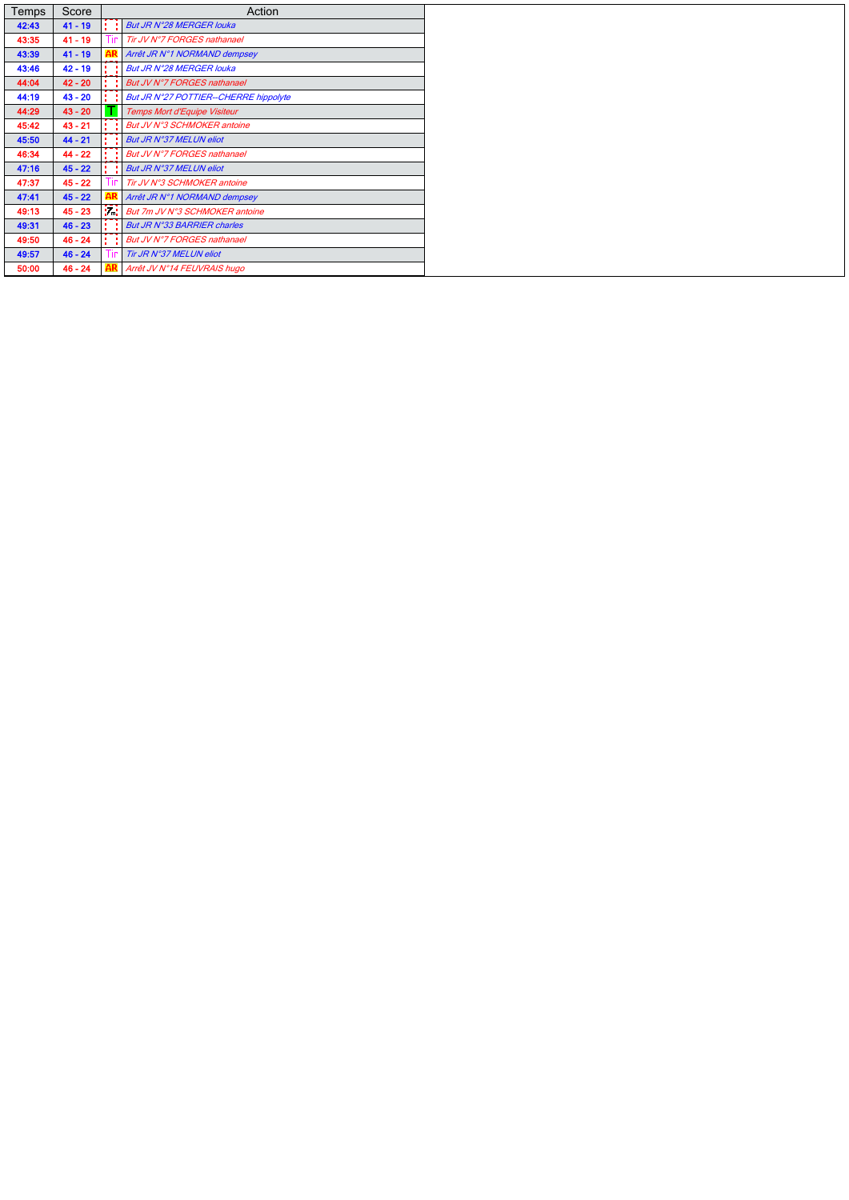| Temps | Score | | Action |
|---|---|---|---|
| 42:43 | 41 - 19 | | *But JR N°28 MERGER louka* |
| 43:35 | 41 - 19 | Tir | *Tir JV N°7 FORGES nathanael* |
| 43:39 | 41 - 19 | AR | *Arrêt JR N°1 NORMAND dempsey* |
| 43:46 | 42 - 19 | | *But JR N°28 MERGER louka* |
| 44:04 | 42 - 20 | | *But JV N°7 FORGES nathanael* |
| 44:19 | 43 - 20 | | *But JR N°27 POTTIER--CHERRE hippolyte* |
| 44:29 | 43 - 20 | T | *Temps Mort d'Equipe Visiteur* |
| 45:42 | 43 - 21 | | *But JV N°3 SCHMOKER antoine* |
| 45:50 | 44 - 21 | | *But JR N°37 MELUN eliot* |
| 46:34 | 44 - 22 | | *But JV N°7 FORGES nathanael* |
| 47:16 | 45 - 22 | | *But JR N°37 MELUN eliot* |
| 47:37 | 45 - 22 | Tir | *Tir JV N°3 SCHMOKER antoine* |
| 47:41 | 45 - 22 | AR | *Arrêt JR N°1 NORMAND dempsey* |
| 49:13 | 45 - 23 | 7m | *But 7m JV N°3 SCHMOKER antoine* |
| 49:31 | 46 - 23 | | *But JR N°33 BARRIER charles* |
| 49:50 | 46 - 24 | | *But JV N°7 FORGES nathanael* |
| 49:57 | 46 - 24 | Tir | *Tir JR N°37 MELUN eliot* |
| 50:00 | 46 - 24 | AR | *Arrêt JV N°14 FEUVRAIS hugo* |